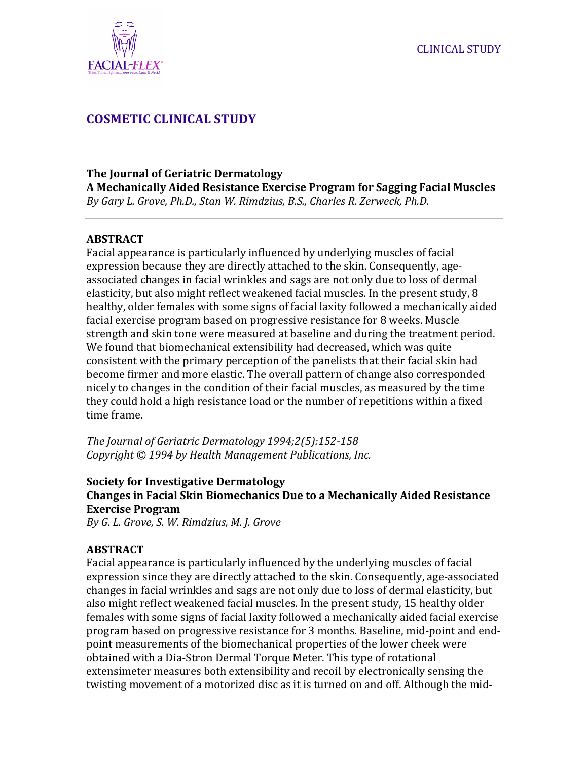CLINICAL STUDY

## COSMETIC CLINICAL STUDY

**The Journal of Geriatric Dermatology**
**A Mechanically Aided Resistance Exercise Program for Sagging Facial Muscles**
*By Gary L. Grove, Ph.D., Stan W. Rimdzius, B.S., Charles R. Zerweck, Ph.D.*

---

### ABSTRACT

Facial appearance is particularly influenced by underlying muscles of facial expression because they are directly attached to the skin. Consequently, age-associated changes in facial wrinkles and sags are not only due to loss of dermal elasticity, but also might reflect weakened facial muscles. In the present study, 8 healthy, older females with some signs of facial laxity followed a mechanically aided facial exercise program based on progressive resistance for 8 weeks. Muscle strength and skin tone were measured at baseline and during the treatment period. We found that biomechanical extensibility had decreased, which was quite consistent with the primary perception of the panelists that their facial skin had become firmer and more elastic. The overall pattern of change also corresponded nicely to changes in the condition of their facial muscles, as measured by the time they could hold a high resistance load or the number of repetitions within a fixed time frame.

*The Journal of Geriatric Dermatology 1994;2(5):152-158*
*Copyright © 1994 by Health Management Publications, Inc.*

**Society for Investigative Dermatology**
**Changes in Facial Skin Biomechanics Due to a Mechanically Aided Resistance Exercise Program**
*By G. L. Grove, S. W. Rimdzius, M. J. Grove*

### ABSTRACT

Facial appearance is particularly influenced by the underlying muscles of facial expression since they are directly attached to the skin. Consequently, age-associated changes in facial wrinkles and sags are not only due to loss of dermal elasticity, but also might reflect weakened facial muscles. In the present study, 15 healthy older females with some signs of facial laxity followed a mechanically aided facial exercise program based on progressive resistance for 3 months. Baseline, mid-point and end-point measurements of the biomechanical properties of the lower cheek were obtained with a Dia-Stron Dermal Torque Meter. This type of rotational extensimeter measures both extensibility and recoil by electronically sensing the twisting movement of a motorized disc as it is turned on and off. Although the mid-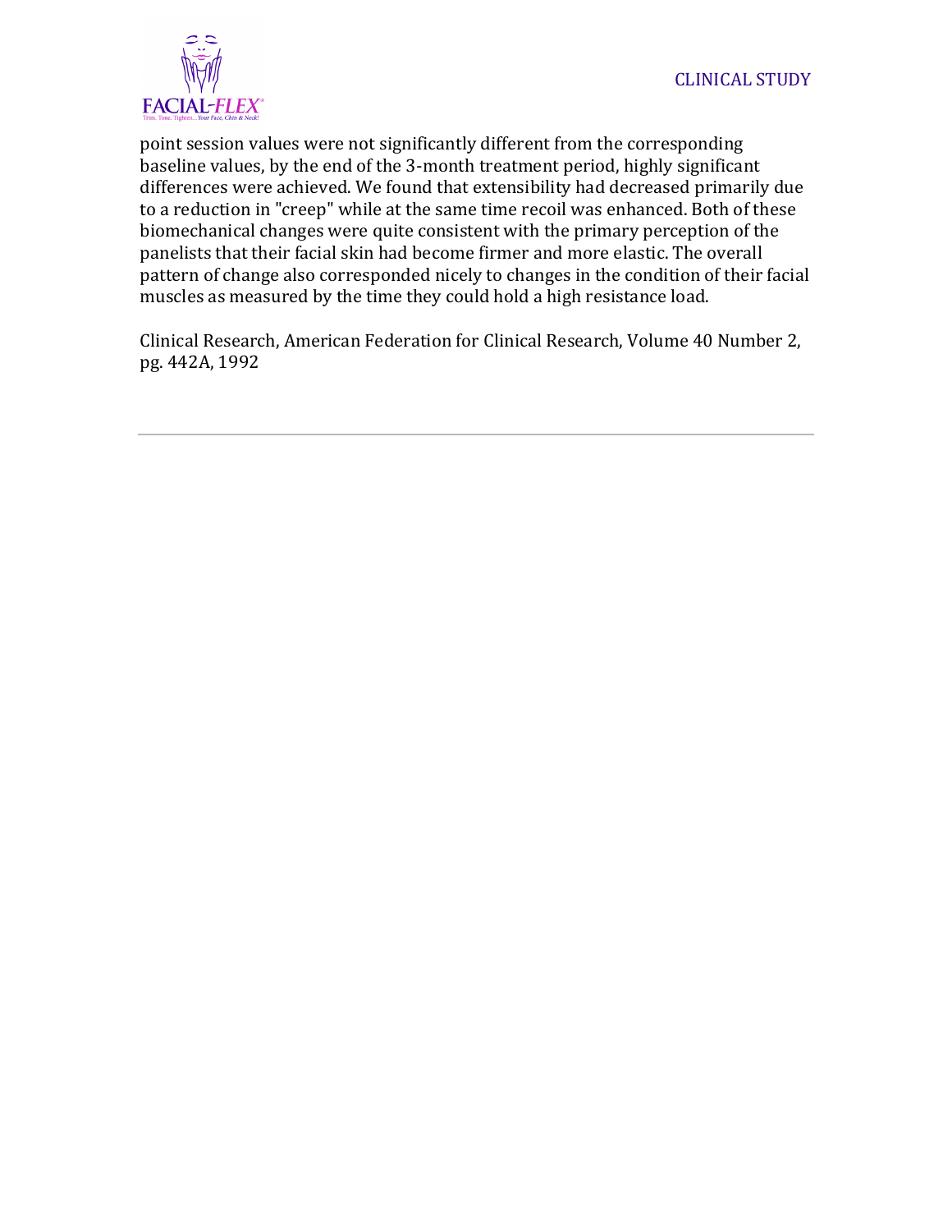point session values were not significantly different from the corresponding baseline values, by the end of the 3-month treatment period, highly significant differences were achieved. We found that extensibility had decreased primarily due to a reduction in "creep" while at the same time recoil was enhanced. Both of these biomechanical changes were quite consistent with the primary perception of the panelists that their facial skin had become firmer and more elastic. The overall pattern of change also corresponded nicely to changes in the condition of their facial muscles as measured by the time they could hold a high resistance load.

Clinical Research, American Federation for Clinical Research, Volume 40 Number 2, pg. 442A, 1992